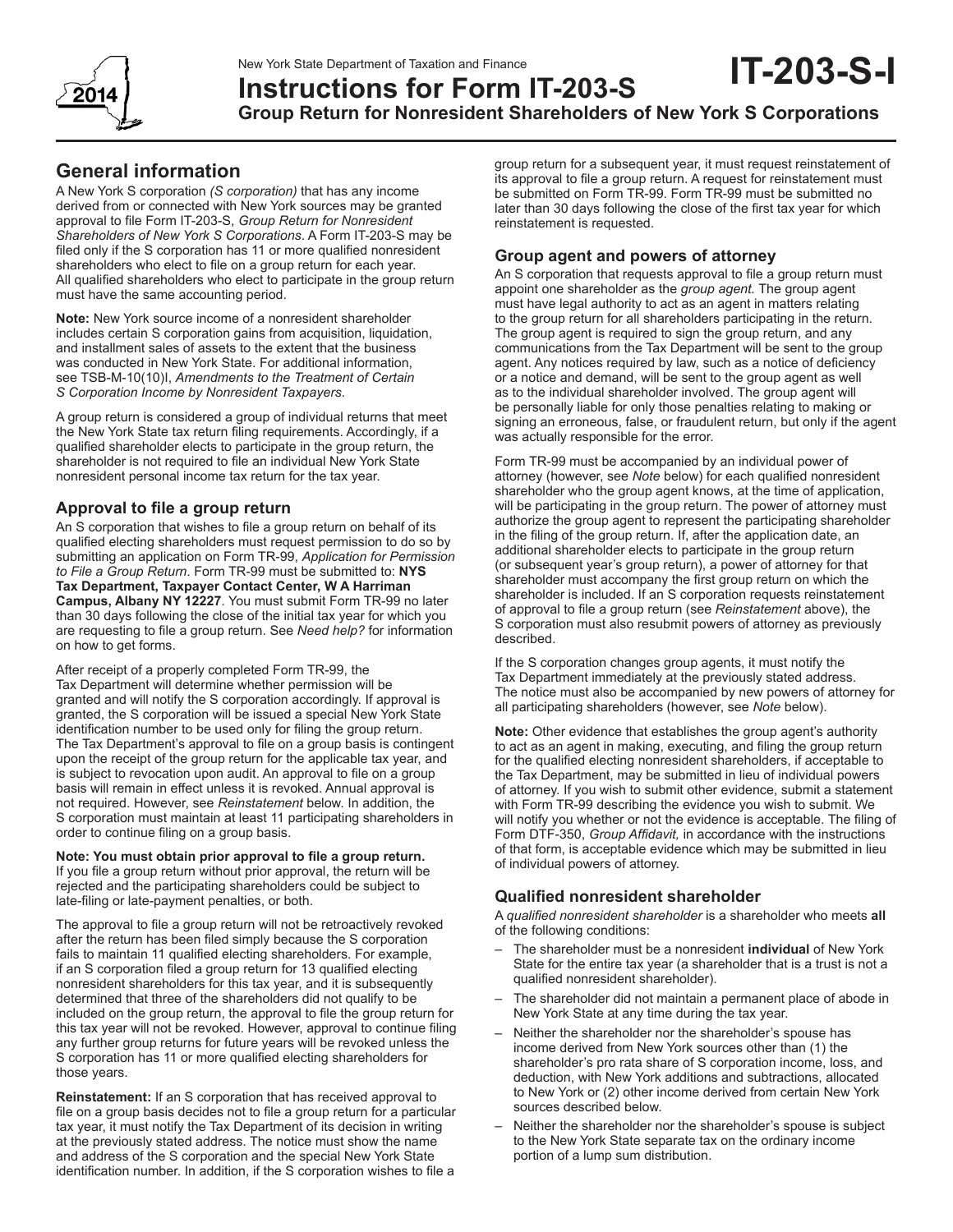New York State Department of Taxation and Finance

# Instructions for Form IT-203-S

**IT-203-S-I**

**Group Return for Nonresident Shareholders of New York S Corporations**

2014

## General information

A New York S corporation *(S corporation)* that has any income derived from or connected with New York sources may be granted approval to file Form IT-203-S, *Group Return for Nonresident Shareholders of New York S Corporations*. A Form IT-203-S may be filed only if the S corporation has 11 or more qualified nonresident shareholders who elect to file on a group return for each year. All qualified shareholders who elect to participate in the group return must have the same accounting period.

**Note:** New York source income of a nonresident shareholder includes certain S corporation gains from acquisition, liquidation, and installment sales of assets to the extent that the business was conducted in New York State. For additional information, see TSB-M-10(10)I, *Amendments to the Treatment of Certain S Corporation Income by Nonresident Taxpayers*.

A group return is considered a group of individual returns that meet the New York State tax return filing requirements. Accordingly, if a qualified shareholder elects to participate in the group return, the shareholder is not required to file an individual New York State nonresident personal income tax return for the tax year.

### Approval to file a group return

An S corporation that wishes to file a group return on behalf of its qualified electing shareholders must request permission to do so by submitting an application on Form TR-99, *Application for Permission to File a Group Return*. Form TR-99 must be submitted to: **NYS Tax Department, Taxpayer Contact Center, W A Harriman Campus, Albany NY 12227**. You must submit Form TR-99 no later than 30 days following the close of the initial tax year for which you are requesting to file a group return. See *Need help?* for information on how to get forms.

After receipt of a properly completed Form TR-99, the Tax Department will determine whether permission will be granted and will notify the S corporation accordingly. If approval is granted, the S corporation will be issued a special New York State identification number to be used only for filing the group return. The Tax Department's approval to file on a group basis is contingent upon the receipt of the group return for the applicable tax year, and is subject to revocation upon audit. An approval to file on a group basis will remain in effect unless it is revoked. Annual approval is not required. However, see *Reinstatement* below. In addition, the S corporation must maintain at least 11 participating shareholders in order to continue filing on a group basis.

**Note: You must obtain prior approval to file a group return.** If you file a group return without prior approval, the return will be rejected and the participating shareholders could be subject to late-filing or late-payment penalties, or both.

The approval to file a group return will not be retroactively revoked after the return has been filed simply because the S corporation fails to maintain 11 qualified electing shareholders. For example, if an S corporation filed a group return for 13 qualified electing nonresident shareholders for this tax year, and it is subsequently determined that three of the shareholders did not qualify to be included on the group return, the approval to file the group return for this tax year will not be revoked. However, approval to continue filing any further group returns for future years will be revoked unless the S corporation has 11 or more qualified electing shareholders for those years.

**Reinstatement:** If an S corporation that has received approval to file on a group basis decides not to file a group return for a particular tax year, it must notify the Tax Department of its decision in writing at the previously stated address. The notice must show the name and address of the S corporation and the special New York State identification number. In addition, if the S corporation wishes to file a group return for a subsequent year, it must request reinstatement of its approval to file a group return. A request for reinstatement must be submitted on Form TR-99. Form TR-99 must be submitted no later than 30 days following the close of the first tax year for which reinstatement is requested.

### Group agent and powers of attorney

An S corporation that requests approval to file a group return must appoint one shareholder as the *group agent.* The group agent must have legal authority to act as an agent in matters relating to the group return for all shareholders participating in the return. The group agent is required to sign the group return, and any communications from the Tax Department will be sent to the group agent. Any notices required by law, such as a notice of deficiency or a notice and demand, will be sent to the group agent as well as to the individual shareholder involved. The group agent will be personally liable for only those penalties relating to making or signing an erroneous, false, or fraudulent return, but only if the agent was actually responsible for the error.

Form TR-99 must be accompanied by an individual power of attorney (however, see *Note* below) for each qualified nonresident shareholder who the group agent knows, at the time of application, will be participating in the group return. The power of attorney must authorize the group agent to represent the participating shareholder in the filing of the group return. If, after the application date, an additional shareholder elects to participate in the group return (or subsequent year's group return), a power of attorney for that shareholder must accompany the first group return on which the shareholder is included. If an S corporation requests reinstatement of approval to file a group return (see *Reinstatement* above), the S corporation must also resubmit powers of attorney as previously described.

If the S corporation changes group agents, it must notify the Tax Department immediately at the previously stated address. The notice must also be accompanied by new powers of attorney for all participating shareholders (however, see *Note* below).

**Note:** Other evidence that establishes the group agent's authority to act as an agent in making, executing, and filing the group return for the qualified electing nonresident shareholders, if acceptable to the Tax Department, may be submitted in lieu of individual powers of attorney. If you wish to submit other evidence, submit a statement with Form TR-99 describing the evidence you wish to submit. We will notify you whether or not the evidence is acceptable. The filing of Form DTF-350, *Group Affidavit,* in accordance with the instructions of that form, is acceptable evidence which may be submitted in lieu of individual powers of attorney.

### Qualified nonresident shareholder

A *qualified nonresident shareholder* is a shareholder who meets **all** of the following conditions:

- The shareholder must be a nonresident **individual** of New York State for the entire tax year (a shareholder that is a trust is not a qualified nonresident shareholder).
- The shareholder did not maintain a permanent place of abode in New York State at any time during the tax year.
- Neither the shareholder nor the shareholder's spouse has income derived from New York sources other than (1) the shareholder's pro rata share of S corporation income, loss, and deduction, with New York additions and subtractions, allocated to New York or (2) other income derived from certain New York sources described below.
- Neither the shareholder nor the shareholder's spouse is subject to the New York State separate tax on the ordinary income portion of a lump sum distribution.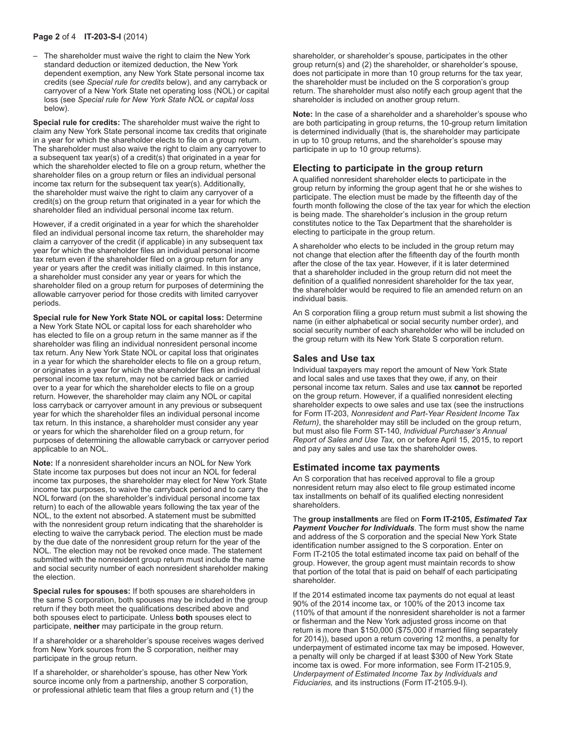– The shareholder must waive the right to claim the New York standard deduction or itemized deduction, the New York dependent exemption, any New York State personal income tax credits (see *Special rule for credits* below), and any carryback or carryover of a New York State net operating loss (NOL) or capital loss (see *Special rule for New York State NOL or capital loss* below).

**Special rule for credits:** The shareholder must waive the right to claim any New York State personal income tax credits that originate in a year for which the shareholder elects to file on a group return. The shareholder must also waive the right to claim any carryover to a subsequent tax year(s) of a credit(s) that originated in a year for which the shareholder elected to file on a group return, whether the shareholder files on a group return or files an individual personal income tax return for the subsequent tax year(s). Additionally, the shareholder must waive the right to claim any carryover of a credit(s) on the group return that originated in a year for which the shareholder filed an individual personal income tax return.

However, if a credit originated in a year for which the shareholder filed an individual personal income tax return, the shareholder may claim a carryover of the credit (if applicable) in any subsequent tax year for which the shareholder files an individual personal income tax return even if the shareholder filed on a group return for any year or years after the credit was initially claimed. In this instance, a shareholder must consider any year or years for which the shareholder filed on a group return for purposes of determining the allowable carryover period for those credits with limited carryover periods.

**Special rule for New York State NOL or capital loss:** Determine a New York State NOL or capital loss for each shareholder who has elected to file on a group return in the same manner as if the shareholder was filing an individual nonresident personal income tax return. Any New York State NOL or capital loss that originates in a year for which the shareholder elects to file on a group return, or originates in a year for which the shareholder files an individual personal income tax return, may not be carried back or carried over to a year for which the shareholder elects to file on a group return. However, the shareholder may claim any NOL or capital loss carryback or carryover amount in any previous or subsequent year for which the shareholder files an individual personal income tax return. In this instance, a shareholder must consider any year or years for which the shareholder filed on a group return, for purposes of determining the allowable carryback or carryover period applicable to an NOL.

**Note:** If a nonresident shareholder incurs an NOL for New York State income tax purposes but does not incur an NOL for federal income tax purposes, the shareholder may elect for New York State income tax purposes, to waive the carryback period and to carry the NOL forward (on the shareholder's individual personal income tax return) to each of the allowable years following the tax year of the NOL, to the extent not absorbed. A statement must be submitted with the nonresident group return indicating that the shareholder is electing to waive the carryback period. The election must be made by the due date of the nonresident group return for the year of the NOL. The election may not be revoked once made. The statement submitted with the nonresident group return must include the name and social security number of each nonresident shareholder making the election.

**Special rules for spouses:** If both spouses are shareholders in the same S corporation, both spouses may be included in the group return if they both meet the qualifications described above and both spouses elect to participate. Unless **both** spouses elect to participate, **neither** may participate in the group return.

If a shareholder or a shareholder's spouse receives wages derived from New York sources from the S corporation, neither may participate in the group return.

If a shareholder, or shareholder's spouse, has other New York source income only from a partnership, another S corporation, or professional athletic team that files a group return and (1) the shareholder, or shareholder's spouse, participates in the other group return(s) and (2) the shareholder, or shareholder's spouse, does not participate in more than 10 group returns for the tax year, the shareholder must be included on the S corporation's group return. The shareholder must also notify each group agent that the shareholder is included on another group return.

**Note:** In the case of a shareholder and a shareholder's spouse who are both participating in group returns, the 10-group return limitation is determined individually (that is, the shareholder may participate in up to 10 group returns, and the shareholder's spouse may participate in up to 10 group returns).

## Electing to participate in the group return

A qualified nonresident shareholder elects to participate in the group return by informing the group agent that he or she wishes to participate. The election must be made by the fifteenth day of the fourth month following the close of the tax year for which the election is being made. The shareholder's inclusion in the group return constitutes notice to the Tax Department that the shareholder is electing to participate in the group return.

A shareholder who elects to be included in the group return may not change that election after the fifteenth day of the fourth month after the close of the tax year. However, if it is later determined that a shareholder included in the group return did not meet the definition of a qualified nonresident shareholder for the tax year, the shareholder would be required to file an amended return on an individual basis.

An S corporation filing a group return must submit a list showing the name (in either alphabetical or social security number order), and social security number of each shareholder who will be included on the group return with its New York State S corporation return.

## Sales and Use tax

Individual taxpayers may report the amount of New York State and local sales and use taxes that they owe, if any, on their personal income tax return. Sales and use tax **cannot** be reported on the group return. However, if a qualified nonresident electing shareholder expects to owe sales and use tax (see the instructions for Form IT-203, *Nonresident and Part-Year Resident Income Tax Return)*, the shareholder may still be included on the group return, but must also file Form ST-140, *Individual Purchaser's Annual Report of Sales and Use Tax,* on or before April 15, 2015, to report and pay any sales and use tax the shareholder owes.

## Estimated income tax payments

An S corporation that has received approval to file a group nonresident return may also elect to file group estimated income tax installments on behalf of its qualified electing nonresident shareholders.

The **group installments** are filed on **Form IT-2105,** ***Estimated Tax Payment Voucher for Individuals***. The form must show the name and address of the S corporation and the special New York State identification number assigned to the S corporation. Enter on Form IT-2105 the total estimated income tax paid on behalf of the group. However, the group agent must maintain records to show that portion of the total that is paid on behalf of each participating shareholder.

If the 2014 estimated income tax payments do not equal at least 90% of the 2014 income tax, or 100% of the 2013 income tax (110% of that amount if the nonresident shareholder is not a farmer or fisherman and the New York adjusted gross income on that return is more than $150,000 ($75,000 if married filing separately for 2014)), based upon a return covering 12 months, a penalty for underpayment of estimated income tax may be imposed. However, a penalty will only be charged if at least $300 of New York State income tax is owed. For more information, see Form IT-2105.9, *Underpayment of Estimated Income Tax by Individuals and Fiduciaries,* and its instructions (Form IT-2105.9-I).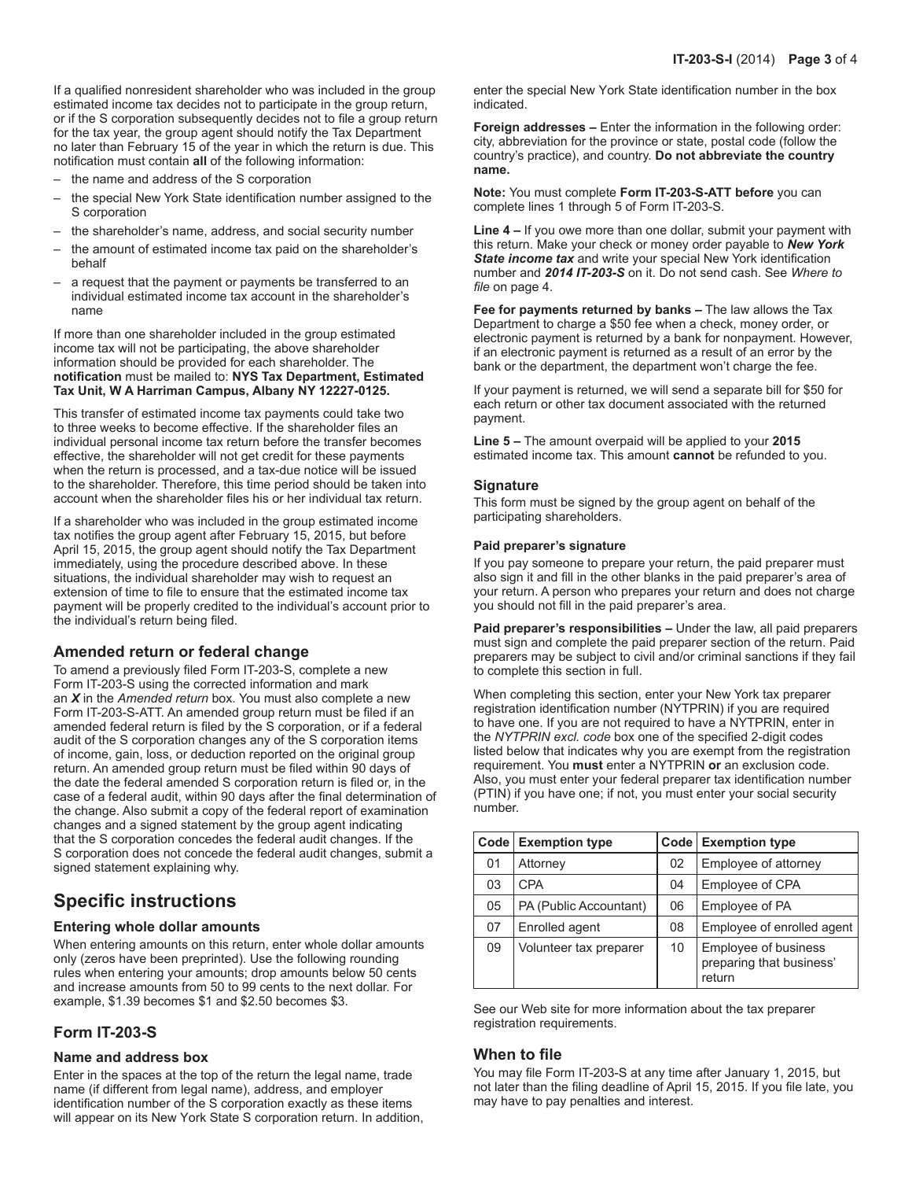If a qualified nonresident shareholder who was included in the group estimated income tax decides not to participate in the group return, or if the S corporation subsequently decides not to file a group return for the tax year, the group agent should notify the Tax Department no later than February 15 of the year in which the return is due. This notification must contain **all** of the following information:

- the name and address of the S corporation
- the special New York State identification number assigned to the S corporation
- the shareholder's name, address, and social security number
- the amount of estimated income tax paid on the shareholder's behalf
- a request that the payment or payments be transferred to an individual estimated income tax account in the shareholder's name

If more than one shareholder included in the group estimated income tax will not be participating, the above shareholder information should be provided for each shareholder. The **notification** must be mailed to: **NYS Tax Department, Estimated Tax Unit, W A Harriman Campus, Albany NY 12227-0125.**

This transfer of estimated income tax payments could take two to three weeks to become effective. If the shareholder files an individual personal income tax return before the transfer becomes effective, the shareholder will not get credit for these payments when the return is processed, and a tax-due notice will be issued to the shareholder. Therefore, this time period should be taken into account when the shareholder files his or her individual tax return.

If a shareholder who was included in the group estimated income tax notifies the group agent after February 15, 2015, but before April 15, 2015, the group agent should notify the Tax Department immediately, using the procedure described above. In these situations, the individual shareholder may wish to request an extension of time to file to ensure that the estimated income tax payment will be properly credited to the individual's account prior to the individual's return being filed.

### Amended return or federal change

To amend a previously filed Form IT-203-S, complete a new Form IT-203-S using the corrected information and mark an ***X*** in the *Amended return* box. You must also complete a new Form IT-203-S-ATT. An amended group return must be filed if an amended federal return is filed by the S corporation, or if a federal audit of the S corporation changes any of the S corporation items of income, gain, loss, or deduction reported on the original group return. An amended group return must be filed within 90 days of the date the federal amended S corporation return is filed or, in the case of a federal audit, within 90 days after the final determination of the change. Also submit a copy of the federal report of examination changes and a signed statement by the group agent indicating that the S corporation concedes the federal audit changes. If the S corporation does not concede the federal audit changes, submit a signed statement explaining why.

## Specific instructions

### Entering whole dollar amounts

When entering amounts on this return, enter whole dollar amounts only (zeros have been preprinted). Use the following rounding rules when entering your amounts; drop amounts below 50 cents and increase amounts from 50 to 99 cents to the next dollar. For example, $1.39 becomes $1 and $2.50 becomes $3.

### Form IT-203-S

#### Name and address box

Enter in the spaces at the top of the return the legal name, trade name (if different from legal name), address, and employer identification number of the S corporation exactly as these items will appear on its New York State S corporation return. In addition, enter the special New York State identification number in the box indicated.

**Foreign addresses –** Enter the information in the following order: city, abbreviation for the province or state, postal code (follow the country's practice), and country. **Do not abbreviate the country name.**

**Note:** You must complete **Form IT-203-S-ATT before** you can complete lines 1 through 5 of Form IT-203-S.

**Line 4 –** If you owe more than one dollar, submit your payment with this return. Make your check or money order payable to ***New York State income tax*** and write your special New York identification number and ***2014 IT-203-S*** on it. Do not send cash. See *Where to file* on page 4.

**Fee for payments returned by banks –** The law allows the Tax Department to charge a $50 fee when a check, money order, or electronic payment is returned by a bank for nonpayment. However, if an electronic payment is returned as a result of an error by the bank or the department, the department won't charge the fee.

If your payment is returned, we will send a separate bill for $50 for each return or other tax document associated with the returned payment.

**Line 5 –** The amount overpaid will be applied to your **2015** estimated income tax. This amount **cannot** be refunded to you.

#### Signature

This form must be signed by the group agent on behalf of the participating shareholders.

##### Paid preparer's signature

If you pay someone to prepare your return, the paid preparer must also sign it and fill in the other blanks in the paid preparer's area of your return. A person who prepares your return and does not charge you should not fill in the paid preparer's area.

**Paid preparer's responsibilities –** Under the law, all paid preparers must sign and complete the paid preparer section of the return. Paid preparers may be subject to civil and/or criminal sanctions if they fail to complete this section in full.

When completing this section, enter your New York tax preparer registration identification number (NYTPRIN) if you are required to have one. If you are not required to have a NYTPRIN, enter in the *NYTPRIN excl. code* box one of the specified 2-digit codes listed below that indicates why you are exempt from the registration requirement. You **must** enter a NYTPRIN **or** an exclusion code. Also, you must enter your federal preparer tax identification number (PTIN) if you have one; if not, you must enter your social security number.

| Code | Exemption type | Code | Exemption type |
|---|---|---|---|
| 01 | Attorney | 02 | Employee of attorney |
| 03 | CPA | 04 | Employee of CPA |
| 05 | PA (Public Accountant) | 06 | Employee of PA |
| 07 | Enrolled agent | 08 | Employee of enrolled agent |
| 09 | Volunteer tax preparer | 10 | Employee of business preparing that business' return |

See our Web site for more information about the tax preparer registration requirements.

### When to file

You may file Form IT-203-S at any time after January 1, 2015, but not later than the filing deadline of April 15, 2015. If you file late, you may have to pay penalties and interest.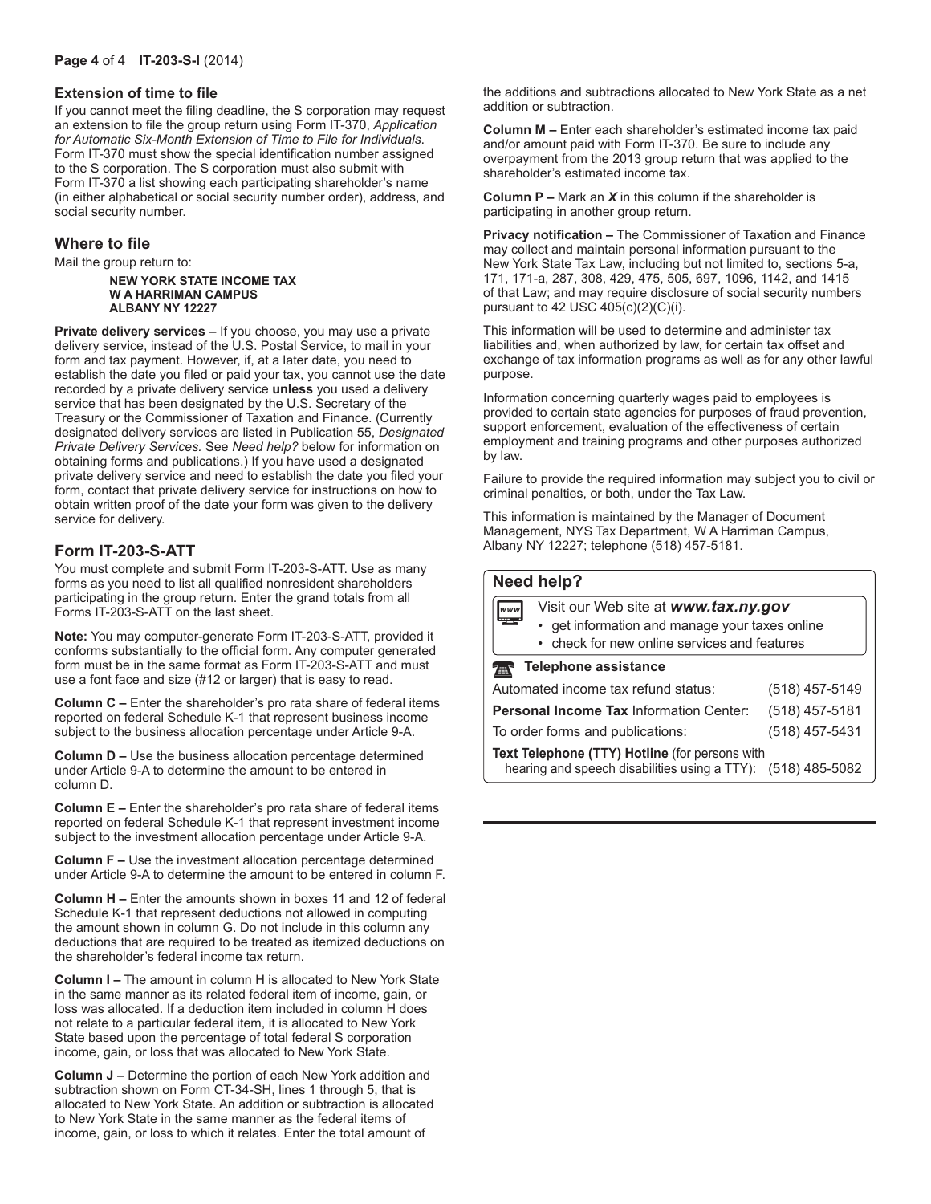### Extension of time to file

If you cannot meet the filing deadline, the S corporation may request an extension to file the group return using Form IT-370, *Application for Automatic Six-Month Extension of Time to File for Individuals*. Form IT-370 must show the special identification number assigned to the S corporation. The S corporation must also submit with Form IT-370 a list showing each participating shareholder's name (in either alphabetical or social security number order), address, and social security number.

## Where to file

Mail the group return to:

**NEW YORK STATE INCOME TAX**
**W A HARRIMAN CAMPUS**
**ALBANY NY 12227**

**Private delivery services –** If you choose, you may use a private delivery service, instead of the U.S. Postal Service, to mail in your form and tax payment. However, if, at a later date, you need to establish the date you filed or paid your tax, you cannot use the date recorded by a private delivery service **unless** you used a delivery service that has been designated by the U.S. Secretary of the Treasury or the Commissioner of Taxation and Finance. (Currently designated delivery services are listed in Publication 55, *Designated Private Delivery Services.* See *Need help?* below for information on obtaining forms and publications.) If you have used a designated private delivery service and need to establish the date you filed your form, contact that private delivery service for instructions on how to obtain written proof of the date your form was given to the delivery service for delivery.

## Form IT-203-S-ATT

You must complete and submit Form IT-203-S-ATT. Use as many forms as you need to list all qualified nonresident shareholders participating in the group return. Enter the grand totals from all Forms IT-203-S-ATT on the last sheet.

**Note:** You may computer-generate Form IT-203-S-ATT, provided it conforms substantially to the official form. Any computer generated form must be in the same format as Form IT-203-S-ATT and must use a font face and size (#12 or larger) that is easy to read.

**Column C –** Enter the shareholder's pro rata share of federal items reported on federal Schedule K-1 that represent business income subject to the business allocation percentage under Article 9-A.

**Column D –** Use the business allocation percentage determined under Article 9-A to determine the amount to be entered in column D.

**Column E –** Enter the shareholder's pro rata share of federal items reported on federal Schedule K-1 that represent investment income subject to the investment allocation percentage under Article 9-A.

**Column F –** Use the investment allocation percentage determined under Article 9-A to determine the amount to be entered in column F.

**Column H –** Enter the amounts shown in boxes 11 and 12 of federal Schedule K-1 that represent deductions not allowed in computing the amount shown in column G. Do not include in this column any deductions that are required to be treated as itemized deductions on the shareholder's federal income tax return.

**Column I –** The amount in column H is allocated to New York State in the same manner as its related federal item of income, gain, or loss was allocated. If a deduction item included in column H does not relate to a particular federal item, it is allocated to New York State based upon the percentage of total federal S corporation income, gain, or loss that was allocated to New York State.

**Column J –** Determine the portion of each New York addition and subtraction shown on Form CT-34-SH, lines 1 through 5, that is allocated to New York State. An addition or subtraction is allocated to New York State in the same manner as the federal items of income, gain, or loss to which it relates. Enter the total amount of the additions and subtractions allocated to New York State as a net addition or subtraction.

**Column M –** Enter each shareholder's estimated income tax paid and/or amount paid with Form IT-370. Be sure to include any overpayment from the 2013 group return that was applied to the shareholder's estimated income tax.

**Column P –** Mark an ***X*** in this column if the shareholder is participating in another group return.

**Privacy notification –** The Commissioner of Taxation and Finance may collect and maintain personal information pursuant to the New York State Tax Law, including but not limited to, sections 5-a, 171, 171-a, 287, 308, 429, 475, 505, 697, 1096, 1142, and 1415 of that Law; and may require disclosure of social security numbers pursuant to 42 USC 405(c)(2)(C)(i).

This information will be used to determine and administer tax liabilities and, when authorized by law, for certain tax offset and exchange of tax information programs as well as for any other lawful purpose.

Information concerning quarterly wages paid to employees is provided to certain state agencies for purposes of fraud prevention, support enforcement, evaluation of the effectiveness of certain employment and training programs and other purposes authorized by law.

Failure to provide the required information may subject you to civil or criminal penalties, or both, under the Tax Law.

This information is maintained by the Manager of Document Management, NYS Tax Department, W A Harriman Campus, Albany NY 12227; telephone (518) 457-5181.

## Need help?

Visit our Web site at ***www.tax.ny.gov***
- get information and manage your taxes online
- check for new online services and features

**Telephone assistance**

| | |
|---|---|
| Automated income tax refund status: | (518) 457-5149 |
| **Personal Income Tax** Information Center: | (518) 457-5181 |
| To order forms and publications: | (518) 457-5431 |
| **Text Telephone (TTY) Hotline** (for persons with hearing and speech disabilities using a TTY): | (518) 485-5082 |